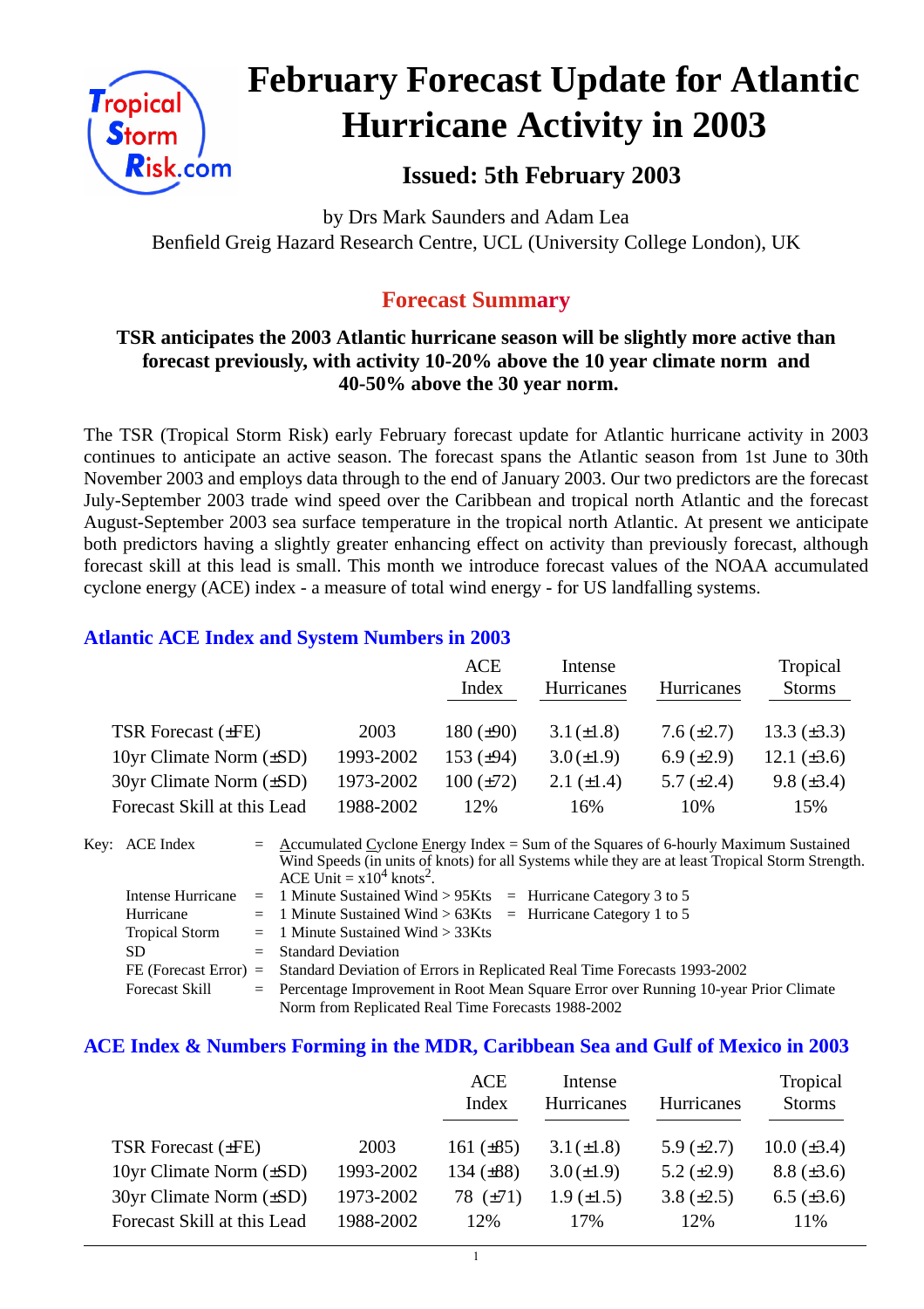# February Forecast Update for Atlantic Hurricane Activity in 2003

### Issued: 5th February 2003

by Drs Mark Saunders and Adam Lea
Benfield Greig Hazard Research Centre, UCL (University College London), UK

## Forecast Summary

**TSR anticipates the 2003 Atlantic hurricane season will be slightly more active than forecast previously, with activity 10-20% above the 10 year climate norm and 40-50% above the 30 year norm.**

The TSR (Tropical Storm Risk) early February forecast update for Atlantic hurricane activity in 2003 continues to anticipate an active season. The forecast spans the Atlantic season from 1st June to 30th November 2003 and employs data through to the end of January 2003. Our two predictors are the forecast July-September 2003 trade wind speed over the Caribbean and tropical north Atlantic and the forecast August-September 2003 sea surface temperature in the tropical north Atlantic. At present we anticipate both predictors having a slightly greater enhancing effect on activity than previously forecast, although forecast skill at this lead is small. This month we introduce forecast values of the NOAA accumulated cyclone energy (ACE) index - a measure of total wind energy - for US landfalling systems.

### Atlantic ACE Index and System Numbers in 2003

| | | ACE Index | Intense Hurricanes | Hurricanes | Tropical Storms |
|---|---|---|---|---|---|
| TSR Forecast (±FE) | 2003 | 180 (±90) | 3.1 (±1.8) | 7.6 (±2.7) | 13.3 (±3.3) |
| 10yr Climate Norm (±SD) | 1993-2002 | 153 (±94) | 3.0 (±1.9) | 6.9 (±2.9) | 12.1 (±3.6) |
| 30yr Climate Norm (±SD) | 1973-2002 | 100 (±72) | 2.1 (±1.4) | 5.7 (±2.4) | 9.8 (±3.4) |
| Forecast Skill at this Lead | 1988-2002 | 12% | 16% | 10% | 15% |

Key:
- ACE Index = Accumulated Cyclone Energy Index = Sum of the Squares of 6-hourly Maximum Sustained Wind Speeds (in units of knots) for all Systems while they are at least Tropical Storm Strength. ACE Unit = $x10^4$ knots$^2$.
- Intense Hurricane = 1 Minute Sustained Wind > 95Kts = Hurricane Category 3 to 5
- Hurricane = 1 Minute Sustained Wind > 63Kts = Hurricane Category 1 to 5
- Tropical Storm = 1 Minute Sustained Wind > 33Kts
- SD = Standard Deviation
- FE (Forecast Error) = Standard Deviation of Errors in Replicated Real Time Forecasts 1993-2002
- Forecast Skill = Percentage Improvement in Root Mean Square Error over Running 10-year Prior Climate Norm from Replicated Real Time Forecasts 1988-2002

### ACE Index & Numbers Forming in the MDR, Caribbean Sea and Gulf of Mexico in 2003

| | | ACE Index | Intense Hurricanes | Hurricanes | Tropical Storms |
|---|---|---|---|---|---|
| TSR Forecast (±FE) | 2003 | 161 (±85) | 3.1 (±1.8) | 5.9 (±2.7) | 10.0 (±3.4) |
| 10yr Climate Norm (±SD) | 1993-2002 | 134 (±88) | 3.0 (±1.9) | 5.2 (±2.9) | 8.8 (±3.6) |
| 30yr Climate Norm (±SD) | 1973-2002 | 78 (±71) | 1.9 (±1.5) | 3.8 (±2.5) | 6.5 (±3.6) |
| Forecast Skill at this Lead | 1988-2002 | 12% | 17% | 12% | 11% |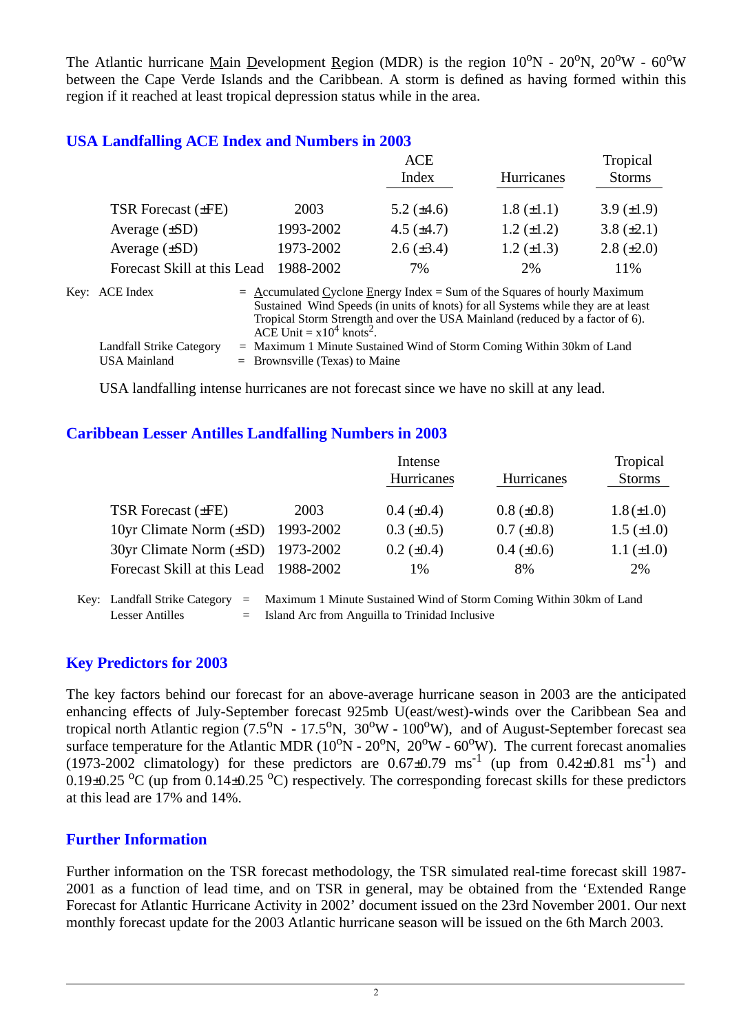The Atlantic hurricane Main Development Region (MDR) is the region $10^oN$ - $20^oN$, $20^oW$ - $60^oW$ between the Cape Verde Islands and the Caribbean. A storm is defined as having formed within this region if it reached at least tropical depression status while in the area.

## USA Landfalling ACE Index and Numbers in 2003

| | | ACE Index | Hurricanes | Tropical Storms |
|---|---|---|---|---|
| TSR Forecast (±FE) | 2003 | 5.2 (±4.6) | 1.8 (±1.1) | 3.9 (±1.9) |
| Average (±SD) | 1993-2002 | 4.5 (±4.7) | 1.2 (±1.2) | 3.8 (±2.1) |
| Average (±SD) | 1973-2002 | 2.6 (±3.4) | 1.2 (±1.3) | 2.8 (±2.0) |
| Forecast Skill at this Lead | 1988-2002 | 7% | 2% | 11% |

Key: ACE Index = Accumulated Cyclone Energy Index = Sum of the Squares of hourly Maximum Sustained Wind Speeds (in units of knots) for all Systems while they are at least Tropical Storm Strength and over the USA Mainland (reduced by a factor of 6). ACE Unit = $x10^4$ $knots^2$.

Landfall Strike Category = Maximum 1 Minute Sustained Wind of Storm Coming Within 30km of Land

USA Mainland = Brownsville (Texas) to Maine

USA landfalling intense hurricanes are not forecast since we have no skill at any lead.

## Caribbean Lesser Antilles Landfalling Numbers in 2003

| | | Intense Hurricanes | Hurricanes | Tropical Storms |
|---|---|---|---|---|
| TSR Forecast (±FE) | 2003 | 0.4 (±0.4) | 0.8 (±0.8) | 1.8 (±1.0) |
| 10yr Climate Norm (±SD) | 1993-2002 | 0.3 (±0.5) | 0.7 (±0.8) | 1.5 (±1.0) |
| 30yr Climate Norm (±SD) | 1973-2002 | 0.2 (±0.4) | 0.4 (±0.6) | 1.1 (±1.0) |
| Forecast Skill at this Lead | 1988-2002 | 1% | 8% | 2% |

Key: Landfall Strike Category = Maximum 1 Minute Sustained Wind of Storm Coming Within 30km of Land

Lesser Antilles = Island Arc from Anguilla to Trinidad Inclusive

## Key Predictors for 2003

The key factors behind our forecast for an above-average hurricane season in 2003 are the anticipated enhancing effects of July-September forecast 925mb U(east/west)-winds over the Caribbean Sea and tropical north Atlantic region ($7.5^oN$ - $17.5^oN$, $30^oW$ - $100^oW$), and of August-September forecast sea surface temperature for the Atlantic MDR ($10^oN$ - $20^oN$, $20^oW$ - $60^oW$). The current forecast anomalies (1973-2002 climatology) for these predictors are $0.67 \pm 0.79$ $ms^{-1}$ (up from $0.42 \pm 0.81$ $ms^{-1}$) and $0.19 \pm 0.25$ $^oC$ (up from $0.14 \pm 0.25$ $^oC$) respectively. The corresponding forecast skills for these predictors at this lead are 17% and 14%.

## Further Information

Further information on the TSR forecast methodology, the TSR simulated real-time forecast skill 1987-2001 as a function of lead time, and on TSR in general, may be obtained from the 'Extended Range Forecast for Atlantic Hurricane Activity in 2002' document issued on the 23rd November 2001. Our next monthly forecast update for the 2003 Atlantic hurricane season will be issued on the 6th March 2003.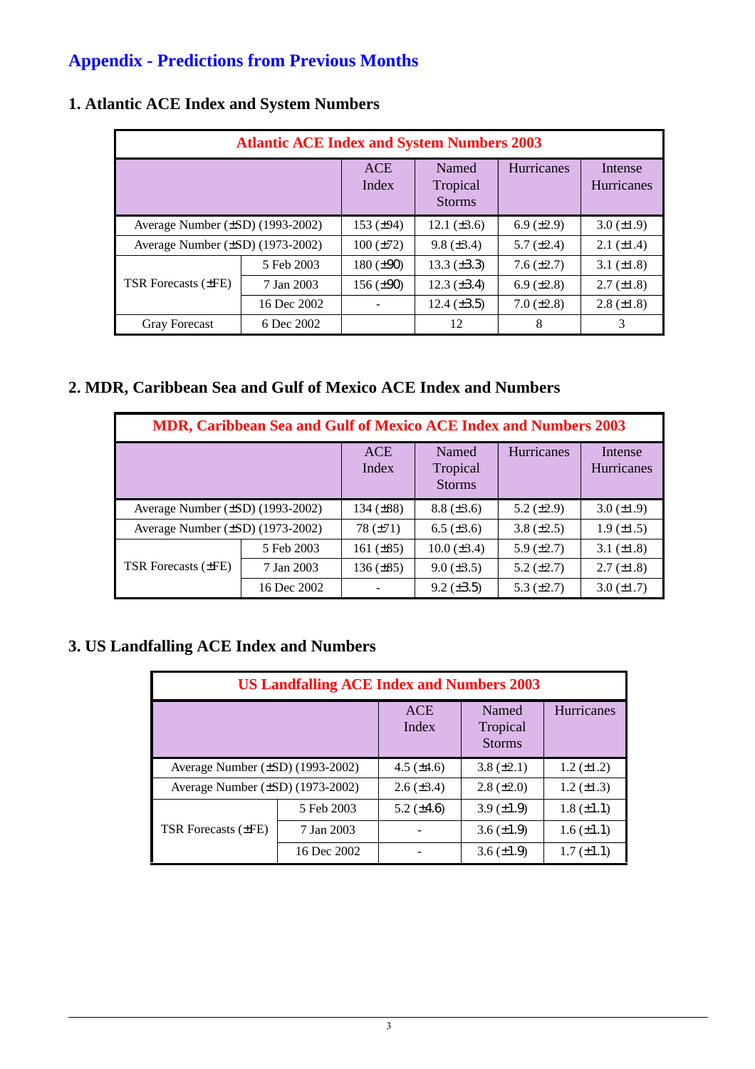## Appendix - Predictions from Previous Months

### 1. Atlantic ACE Index and System Numbers

| Atlantic ACE Index and System Numbers 2003 | | | | | |
|---|---|---|---|---|---|
| | | ACE Index | Named Tropical Storms | Hurricanes | Intense Hurricanes |
| Average Number (±SD) (1993-2002) | | 153 (±94) | 12.1 (±3.6) | 6.9 (±2.9) | 3.0 (±1.9) |
| Average Number (±SD) (1973-2002) | | 100 (±72) | 9.8 (±3.4) | 5.7 (±2.4) | 2.1 (±1.4) |
| TSR Forecasts (±FE) | 5 Feb 2003 | 180 (±90) | 13.3 (±3.3) | 7.6 (±2.7) | 3.1 (±1.8) |
| | 7 Jan 2003 | 156 (±90) | 12.3 (±3.4) | 6.9 (±2.8) | 2.7 (±1.8) |
| | 16 Dec 2002 | - | 12.4 (±3.5) | 7.0 (±2.8) | 2.8 (±1.8) |
| Gray Forecast | 6 Dec 2002 | | 12 | 8 | 3 |

### 2. MDR, Caribbean Sea and Gulf of Mexico ACE Index and Numbers

| MDR, Caribbean Sea and Gulf of Mexico ACE Index and Numbers 2003 | | | | | |
|---|---|---|---|---|---|
| | | ACE Index | Named Tropical Storms | Hurricanes | Intense Hurricanes |
| Average Number (±SD) (1993-2002) | | 134 (±88) | 8.8 (±3.6) | 5.2 (±2.9) | 3.0 (±1.9) |
| Average Number (±SD) (1973-2002) | | 78 (±71) | 6.5 (±3.6) | 3.8 (±2.5) | 1.9 (±1.5) |
| TSR Forecasts (±FE) | 5 Feb 2003 | 161 (±85) | 10.0 (±3.4) | 5.9 (±2.7) | 3.1 (±1.8) |
| | 7 Jan 2003 | 136 (±85) | 9.0 (±3.5) | 5.2 (±2.7) | 2.7 (±1.8) |
| | 16 Dec 2002 | - | 9.2 (±3.5) | 5.3 (±2.7) | 3.0 (±1.7) |

### 3. US Landfalling ACE Index and Numbers

| US Landfalling ACE Index and Numbers 2003 | | | | |
|---|---|---|---|---|
| | | ACE Index | Named Tropical Storms | Hurricanes |
| Average Number (±SD) (1993-2002) | | 4.5 (±4.6) | 3.8 (±2.1) | 1.2 (±1.2) |
| Average Number (±SD) (1973-2002) | | 2.6 (±3.4) | 2.8 (±2.0) | 1.2 (±1.3) |
| TSR Forecasts (±FE) | 5 Feb 2003 | 5.2 (±4.6) | 3.9 (±1.9) | 1.8 (±1.1) |
| | 7 Jan 2003 | - | 3.6 (±1.9) | 1.6 (±1.1) |
| | 16 Dec 2002 | - | 3.6 (±1.9) | 1.7 (±1.1) |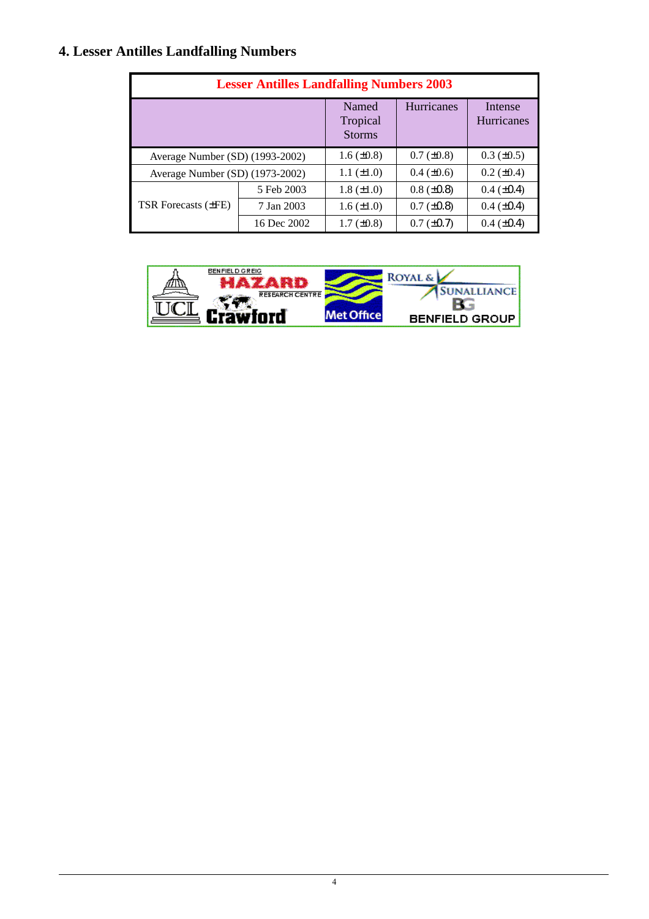## 4. Lesser Antilles Landfalling Numbers

| Lesser Antilles Landfalling Numbers 2003 | | | | |
|---|---|---|---|---|
| | | Named Tropical Storms | Hurricanes | Intense Hurricanes |
| Average Number (SD) (1993-2002) | | 1.6 (±0.8) | 0.7 (±0.8) | 0.3 (±0.5) |
| Average Number (SD) (1973-2002) | | 1.1 (±1.0) | 0.4 (±0.6) | 0.2 (±0.4) |
| TSR Forecasts (±FE) | 5 Feb 2003 | 1.8 (±1.0) | 0.8 (±0.8) | 0.4 (±0.4) |
| | 7 Jan 2003 | 1.6 (±1.0) | 0.7 (±0.8) | 0.4 (±0.4) |
| | 16 Dec 2002 | 1.7 (±0.8) | 0.7 (±0.7) | 0.4 (±0.4) |

UCL
BENFIELD GREIG HAZARD RESEARCH CENTRE
Crawford
Met Office
ROYAL & SUNALLIANCE
BG BENFIELD GROUP